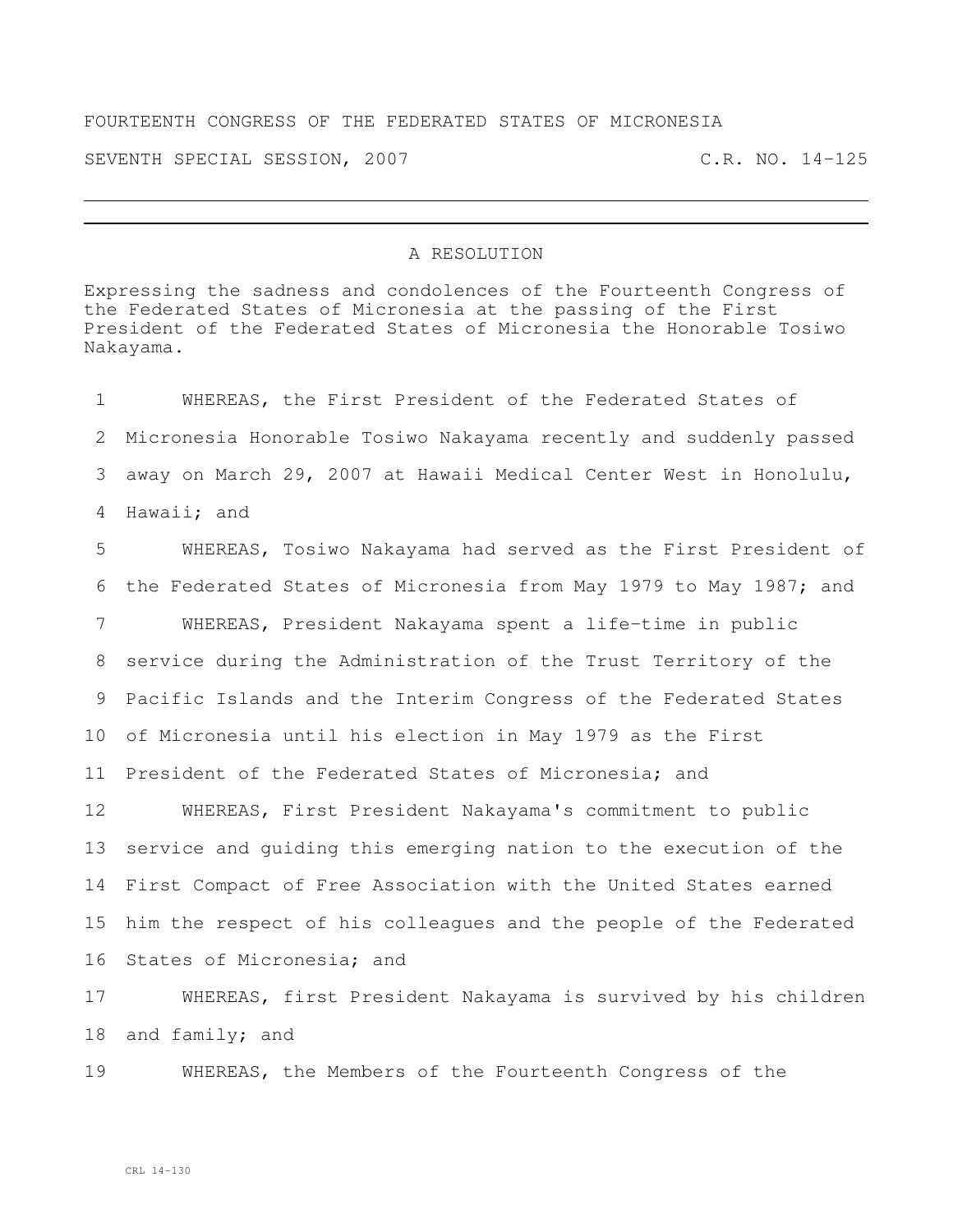FOURTEENTH CONGRESS OF THE FEDERATED STATES OF MICRONESIA

SEVENTH SPECIAL SESSION, 2007 C.R. NO. 14-125

# A RESOLUTION

Expressing the sadness and condolences of the Fourteenth Congress of the Federated States of Micronesia at the passing of the First President of the Federated States of Micronesia the Honorable Tosiwo Nakayama.

1 WHEREAS, the First President of the Federated States of
2 Micronesia Honorable Tosiwo Nakayama recently and suddenly passed
3 away on March 29, 2007 at Hawaii Medical Center West in Honolulu,
4 Hawaii; and
5 WHEREAS, Tosiwo Nakayama had served as the First President of
6 the Federated States of Micronesia from May 1979 to May 1987; and
7 WHEREAS, President Nakayama spent a life-time in public
8 service during the Administration of the Trust Territory of the
9 Pacific Islands and the Interim Congress of the Federated States
10 of Micronesia until his election in May 1979 as the First
11 President of the Federated States of Micronesia; and
12 WHEREAS, First President Nakayama's commitment to public
13 service and guiding this emerging nation to the execution of the
14 First Compact of Free Association with the United States earned
15 him the respect of his colleagues and the people of the Federated
16 States of Micronesia; and
17 WHEREAS, first President Nakayama is survived by his children
18 and family; and
19 WHEREAS, the Members of the Fourteenth Congress of the

CRL 14-130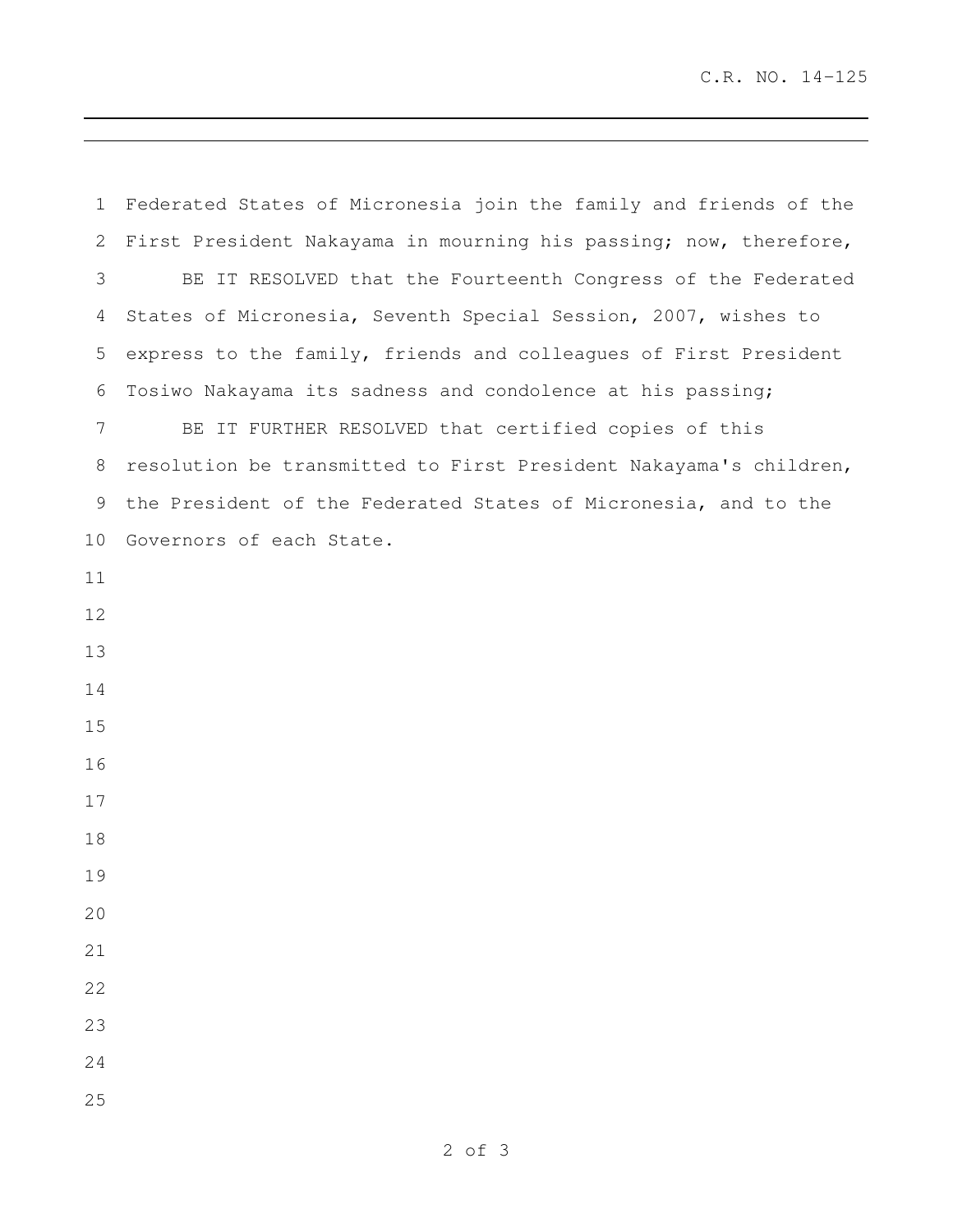Federated States of Micronesia join the family and friends of the First President Nakayama in mourning his passing; now, therefore,

BE IT RESOLVED that the Fourteenth Congress of the Federated States of Micronesia, Seventh Special Session, 2007, wishes to express to the family, friends and colleagues of First President Tosiwo Nakayama its sadness and condolence at his passing;

BE IT FURTHER RESOLVED that certified copies of this resolution be transmitted to First President Nakayama's children, the President of the Federated States of Micronesia, and to the Governors of each State.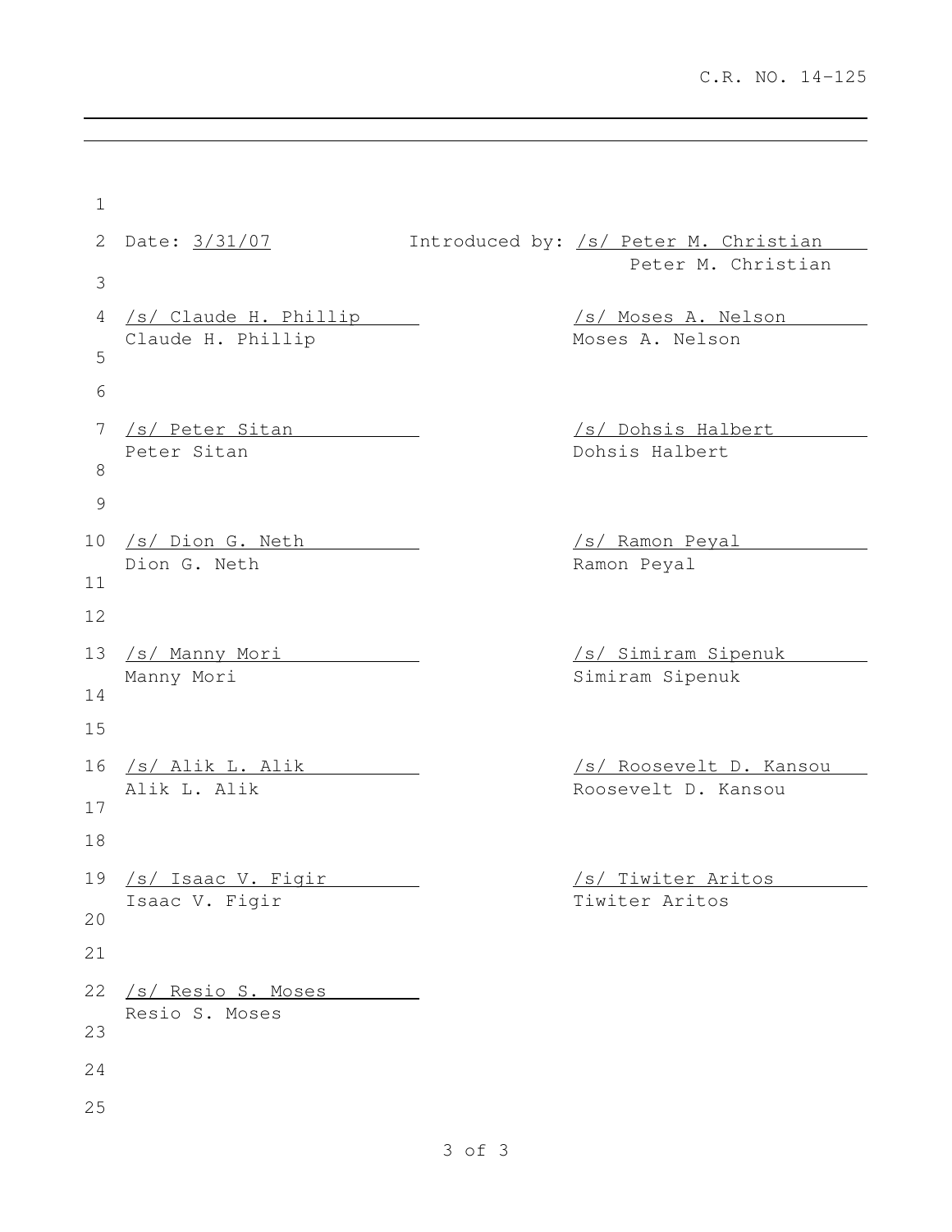Date: 3/31/07 Introduced by: /s/ Peter M. Christian
Peter M. Christian

/s/ Claude H. Phillip
Claude H. Phillip

/s/ Moses A. Nelson
Moses A. Nelson

/s/ Peter Sitan
Peter Sitan

/s/ Dohsis Halbert
Dohsis Halbert

/s/ Dion G. Neth
Dion G. Neth

/s/ Ramon Peyal
Ramon Peyal

/s/ Manny Mori
Manny Mori

/s/ Simiram Sipenuk
Simiram Sipenuk

/s/ Alik L. Alik
Alik L. Alik

/s/ Roosevelt D. Kansou
Roosevelt D. Kansou

/s/ Isaac V. Figir
Isaac V. Figir

/s/ Tiwiter Aritos
Tiwiter Aritos

/s/ Resio S. Moses
Resio S. Moses